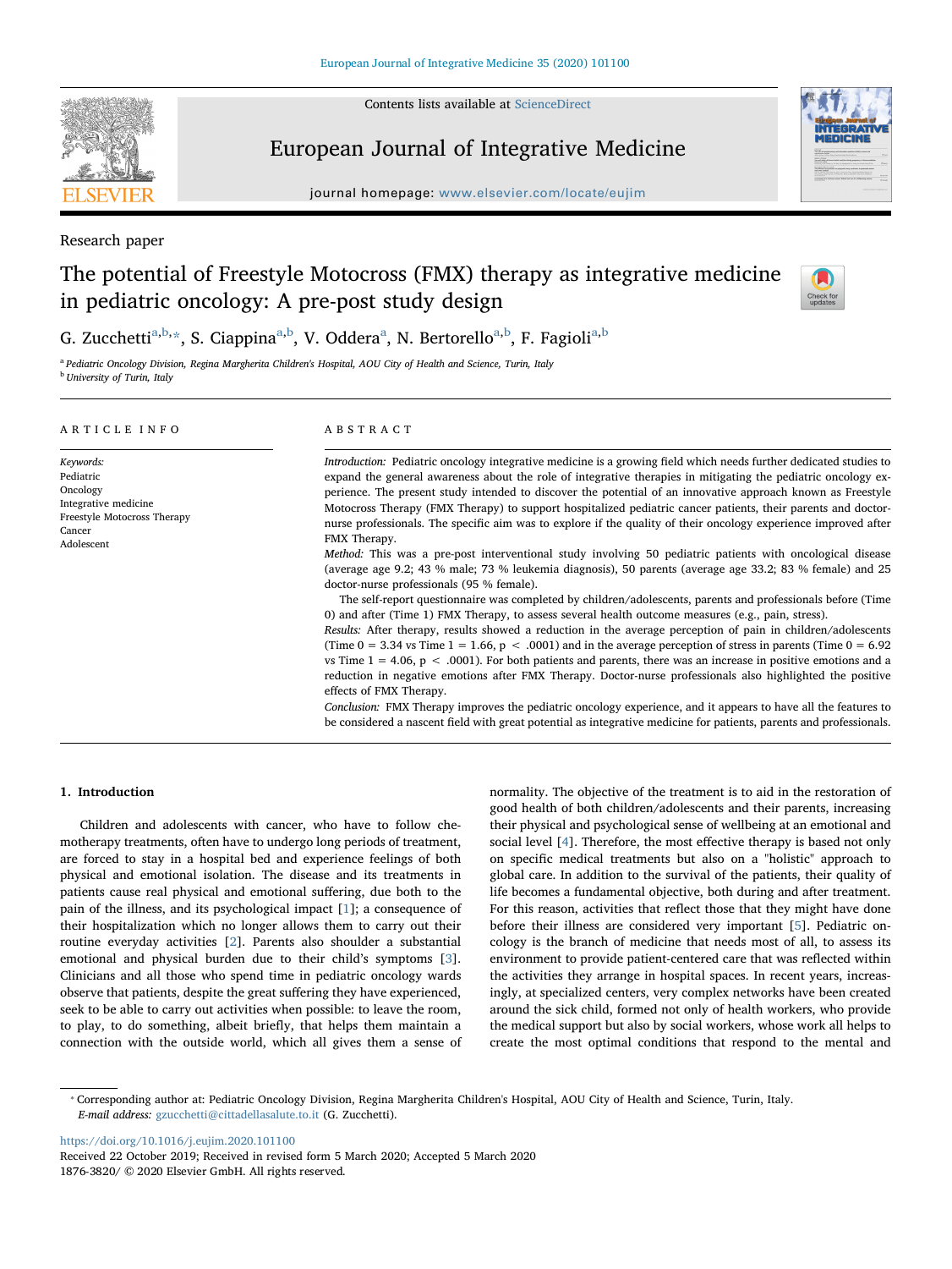Research paper

# The potential of Freestyle Motocross (FMX) therapy as integrative medicine in pediatric oncology: A pre-post study design

G. Zucchetti[a,b,*], S. Ciappina[a,b], V. Oddera[a], N. Bertorello[a,b], F. Fagioli[a,b]

[a] Pediatric Oncology Division, Regina Margherita Children's Hospital, AOU City of Health and Science, Turin, Italy
[b] University of Turin, Italy

## ARTICLE INFO

*Keywords:*
Pediatric
Oncology
Integrative medicine
Freestyle Motocross Therapy
Cancer
Adolescent

## ABSTRACT

*Introduction:* Pediatric oncology integrative medicine is a growing field which needs further dedicated studies to expand the general awareness about the role of integrative therapies in mitigating the pediatric oncology experience. The present study intended to discover the potential of an innovative approach known as Freestyle Motocross Therapy (FMX Therapy) to support hospitalized pediatric cancer patients, their parents and doctor-nurse professionals. The specific aim was to explore if the quality of their oncology experience improved after FMX Therapy.

*Method:* This was a pre-post interventional study involving 50 pediatric patients with oncological disease (average age 9.2; 43 % male; 73 % leukemia diagnosis), 50 parents (average age 33.2; 83 % female) and 25 doctor-nurse professionals (95 % female).

The self-report questionnaire was completed by children/adolescents, parents and professionals before (Time 0) and after (Time 1) FMX Therapy, to assess several health outcome measures (e.g., pain, stress).

*Results:* After therapy, results showed a reduction in the average perception of pain in children/adolescents (Time 0 = 3.34 vs Time 1 = 1.66, $p < .0001$) and in the average perception of stress in parents (Time 0 = 6.92 vs Time 1 = 4.06, $p < .0001$). For both patients and parents, there was an increase in positive emotions and a reduction in negative emotions after FMX Therapy. Doctor-nurse professionals also highlighted the positive effects of FMX Therapy.

*Conclusion:* FMX Therapy improves the pediatric oncology experience, and it appears to have all the features to be considered a nascent field with great potential as integrative medicine for patients, parents and professionals.

## 1. Introduction

Children and adolescents with cancer, who have to follow chemotherapy treatments, often have to undergo long periods of treatment, are forced to stay in a hospital bed and experience feelings of both physical and emotional isolation. The disease and its treatments in patients cause real physical and emotional suffering, due both to the pain of the illness, and its psychological impact [1]; a consequence of their hospitalization which no longer allows them to carry out their routine everyday activities [2]. Parents also shoulder a substantial emotional and physical burden due to their child's symptoms [3]. Clinicians and all those who spend time in pediatric oncology wards observe that patients, despite the great suffering they have experienced, seek to be able to carry out activities when possible: to leave the room, to play, to do something, albeit briefly, that helps them maintain a connection with the outside world, which all gives them a sense of normality. The objective of the treatment is to aid in the restoration of good health of both children/adolescents and their parents, increasing their physical and psychological sense of wellbeing at an emotional and social level [4]. Therefore, the most effective therapy is based not only on specific medical treatments but also on a "holistic" approach to global care. In addition to the survival of the patients, their quality of life becomes a fundamental objective, both during and after treatment. For this reason, activities that reflect those that they might have done before their illness are considered very important [5]. Pediatric oncology is the branch of medicine that needs most of all, to assess its environment to provide patient-centered care that was reflected within the activities they arrange in hospital spaces. In recent years, increasingly, at specialized centers, very complex networks have been created around the sick child, formed not only of health workers, who provide the medical support but also by social workers, whose work all helps to create the most optimal conditions that respond to the mental and

* Corresponding author at: Pediatric Oncology Division, Regina Margherita Children's Hospital, AOU City of Health and Science, Turin, Italy.
*E-mail address:* gzucchetti@cittadellasalute.to.it (G. Zucchetti).

https://doi.org/10.1016/j.eujim.2020.101100
Received 22 October 2019; Received in revised form 5 March 2020; Accepted 5 March 2020
1876-3820/ © 2020 Elsevier GmbH. All rights reserved.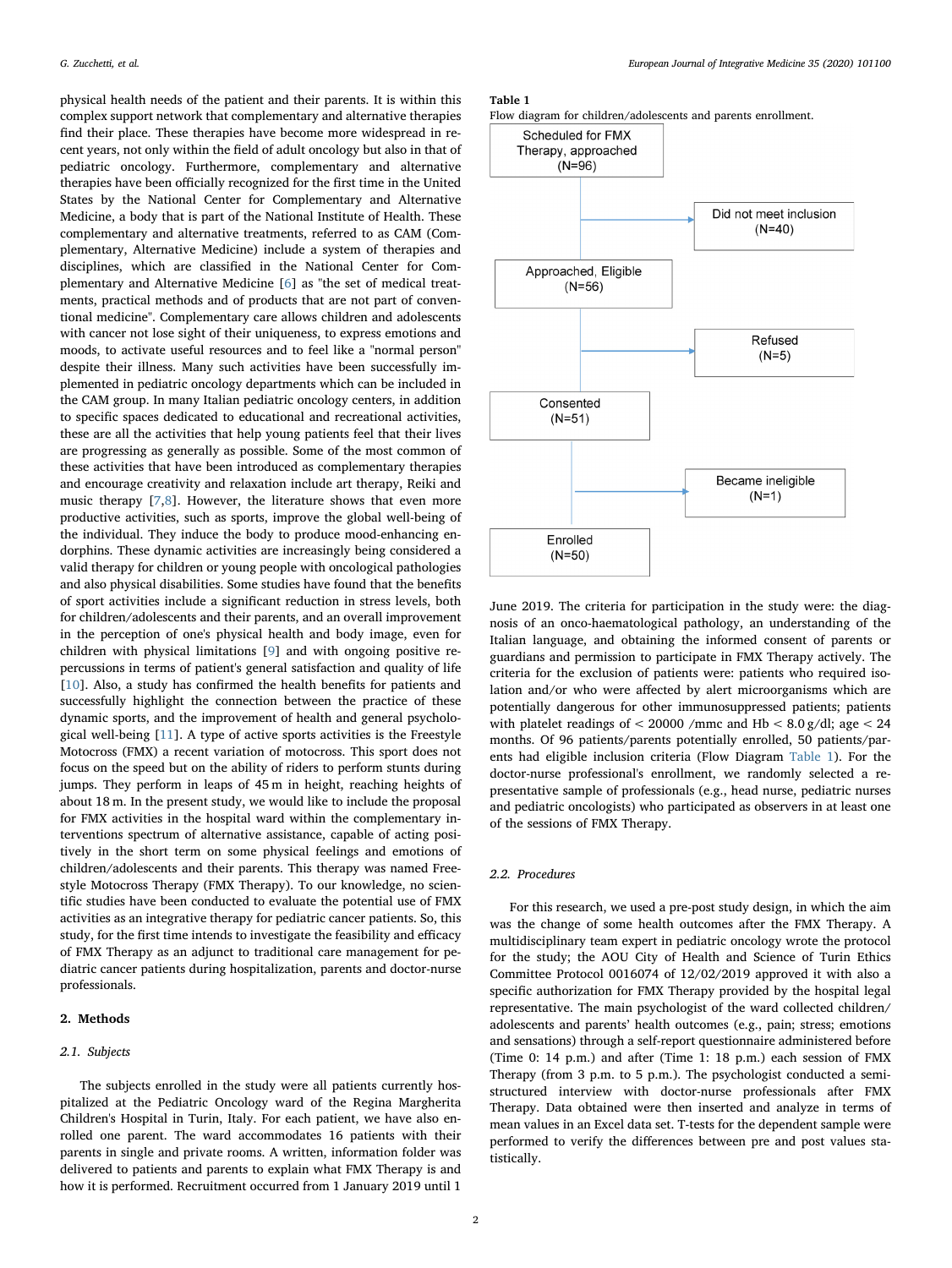physical health needs of the patient and their parents. It is within this complex support network that complementary and alternative therapies find their place. These therapies have become more widespread in recent years, not only within the field of adult oncology but also in that of pediatric oncology. Furthermore, complementary and alternative therapies have been officially recognized for the first time in the United States by the National Center for Complementary and Alternative Medicine, a body that is part of the National Institute of Health. These complementary and alternative treatments, referred to as CAM (Complementary, Alternative Medicine) include a system of therapies and disciplines, which are classified in the National Center for Complementary and Alternative Medicine [6] as "the set of medical treatments, practical methods and of products that are not part of conventional medicine". Complementary care allows children and adolescents with cancer not lose sight of their uniqueness, to express emotions and moods, to activate useful resources and to feel like a "normal person" despite their illness. Many such activities have been successfully implemented in pediatric oncology departments which can be included in the CAM group. In many Italian pediatric oncology centers, in addition to specific spaces dedicated to educational and recreational activities, these are all the activities that help young patients feel that their lives are progressing as generally as possible. Some of the most common of these activities that have been introduced as complementary therapies and encourage creativity and relaxation include art therapy, Reiki and music therapy [7,8]. However, the literature shows that even more productive activities, such as sports, improve the global well-being of the individual. They induce the body to produce mood-enhancing endorphins. These dynamic activities are increasingly being considered a valid therapy for children or young people with oncological pathologies and also physical disabilities. Some studies have found that the benefits of sport activities include a significant reduction in stress levels, both for children/adolescents and their parents, and an overall improvement in the perception of one's physical health and body image, even for children with physical limitations [9] and with ongoing positive repercussions in terms of patient's general satisfaction and quality of life [10]. Also, a study has confirmed the health benefits for patients and successfully highlight the connection between the practice of these dynamic sports, and the improvement of health and general psychological well-being [11]. A type of active sports activities is the Freestyle Motocross (FMX) a recent variation of motocross. This sport does not focus on the speed but on the ability of riders to perform stunts during jumps. They perform in leaps of 45 m in height, reaching heights of about 18 m. In the present study, we would like to include the proposal for FMX activities in the hospital ward within the complementary interventions spectrum of alternative assistance, capable of acting positively in the short term on some physical feelings and emotions of children/adolescents and their parents. This therapy was named Freestyle Motocross Therapy (FMX Therapy). To our knowledge, no scientific studies have been conducted to evaluate the potential use of FMX activities as an integrative therapy for pediatric cancer patients. So, this study, for the first time intends to investigate the feasibility and efficacy of FMX Therapy as an adjunct to traditional care management for pediatric cancer patients during hospitalization, parents and doctor-nurse professionals.

## 2. Methods

### 2.1. Subjects

The subjects enrolled in the study were all patients currently hospitalized at the Pediatric Oncology ward of the Regina Margherita Children's Hospital in Turin, Italy. For each patient, we have also enrolled one parent. The ward accommodates 16 patients with their parents in single and private rooms. A written, information folder was delivered to patients and parents to explain what FMX Therapy is and how it is performed. Recruitment occurred from 1 January 2019 until 1 June 2019. The criteria for participation in the study were: the diagnosis of an onco-haematological pathology, an understanding of the Italian language, and obtaining the informed consent of parents or guardians and permission to participate in FMX Therapy actively. The criteria for the exclusion of patients were: patients who required isolation and/or who were affected by alert microorganisms which are potentially dangerous for other immunosuppressed patients; patients with platelet readings of < 20000 /mmc and Hb < 8.0 g/dl; age < 24 months. Of 96 patients/parents potentially enrolled, 50 patients/parents had eligible inclusion criteria (Flow Diagram Table 1). For the doctor-nurse professional's enrollment, we randomly selected a representative sample of professionals (e.g., head nurse, pediatric nurses and pediatric oncologists) who participated as observers in at least one of the sessions of FMX Therapy.

**Table 1**
Flow diagram for children/adolescents and parents enrollment.

| Stage | Excluded |
|---|---|
| Scheduled for FMX Therapy, approached (N=96) | |
| | Did not meet inclusion (N=40) |
| Approached, Eligible (N=56) | |
| | Refused (N=5) |
| Consented (N=51) | |
| | Became ineligible (N=1) |
| Enrolled (N=50) | |

### 2.2. Procedures

For this research, we used a pre-post study design, in which the aim was the change of some health outcomes after the FMX Therapy. A multidisciplinary team expert in pediatric oncology wrote the protocol for the study; the AOU City of Health and Science of Turin Ethics Committee Protocol 0016074 of 12/02/2019 approved it with also a specific authorization for FMX Therapy provided by the hospital legal representative. The main psychologist of the ward collected children/adolescents and parents' health outcomes (e.g., pain; stress; emotions and sensations) through a self-report questionnaire administered before (Time 0: 14 p.m.) and after (Time 1: 18 p.m.) each session of FMX Therapy (from 3 p.m. to 5 p.m.). The psychologist conducted a semi-structured interview with doctor-nurse professionals after FMX Therapy. Data obtained were then inserted and analyze in terms of mean values in an Excel data set. T-tests for the dependent sample were performed to verify the differences between pre and post values statistically.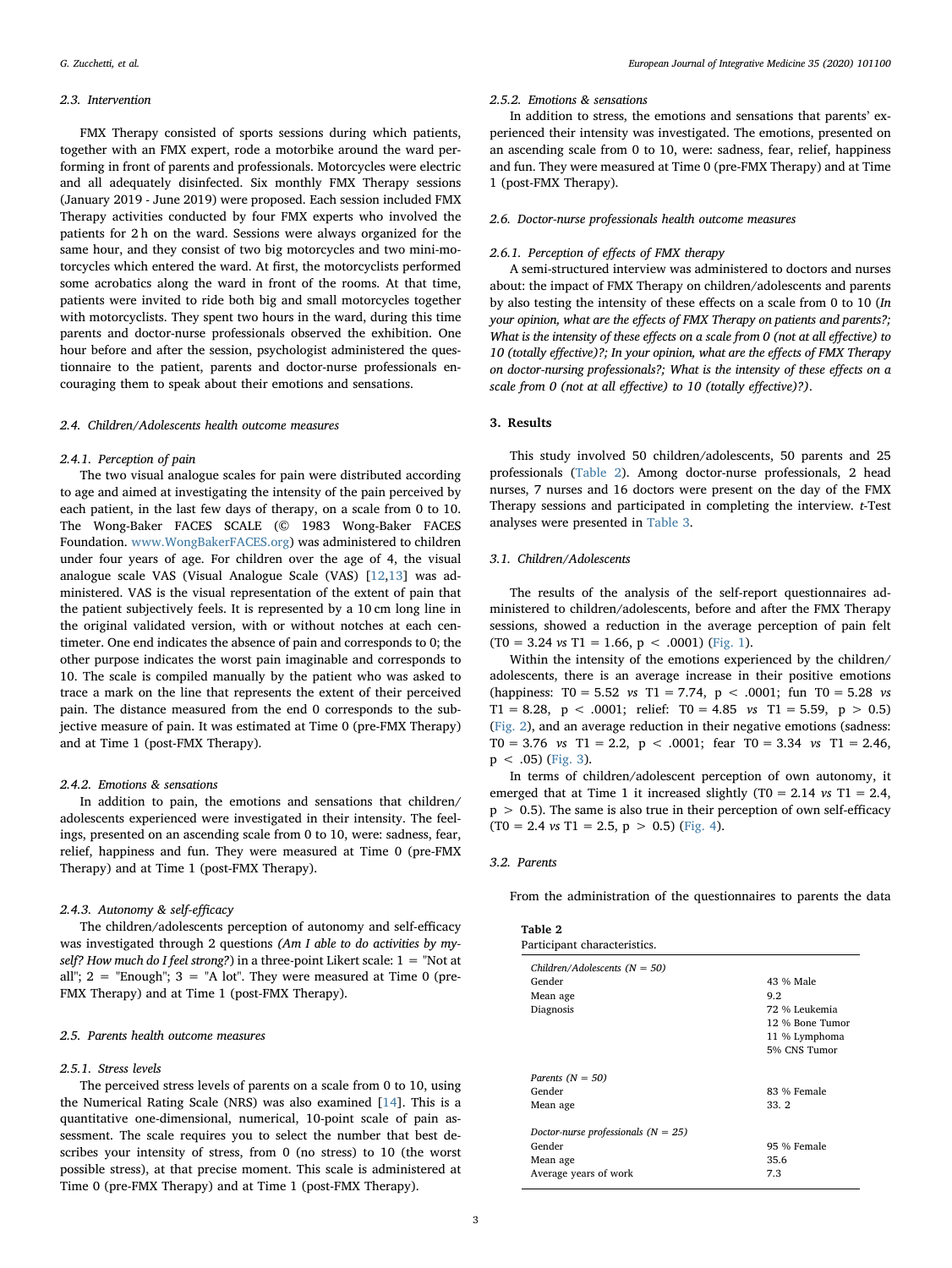### 2.3. Intervention

FMX Therapy consisted of sports sessions during which patients, together with an FMX expert, rode a motorbike around the ward performing in front of parents and professionals. Motorcycles were electric and all adequately disinfected. Six monthly FMX Therapy sessions (January 2019 - June 2019) were proposed. Each session included FMX Therapy activities conducted by four FMX experts who involved the patients for 2 h on the ward. Sessions were always organized for the same hour, and they consist of two big motorcycles and two mini-motorcycles which entered the ward. At first, the motorcyclists performed some acrobatics along the ward in front of the rooms. At that time, patients were invited to ride both big and small motorcycles together with motorcyclists. They spent two hours in the ward, during this time parents and doctor-nurse professionals observed the exhibition. One hour before and after the session, psychologist administered the questionnaire to the patient, parents and doctor-nurse professionals encouraging them to speak about their emotions and sensations.

### 2.4. Children/Adolescents health outcome measures

#### 2.4.1. Perception of pain

The two visual analogue scales for pain were distributed according to age and aimed at investigating the intensity of the pain perceived by each patient, in the last few days of therapy, on a scale from 0 to 10. The Wong-Baker FACES SCALE (© 1983 Wong-Baker FACES Foundation. www.WongBakerFACES.org) was administered to children under four years of age. For children over the age of 4, the visual analogue scale VAS (Visual Analogue Scale (VAS) [12,13] was administered. VAS is the visual representation of the extent of pain that the patient subjectively feels. It is represented by a 10 cm long line in the original validated version, with or without notches at each centimeter. One end indicates the absence of pain and corresponds to 0; the other purpose indicates the worst pain imaginable and corresponds to 10. The scale is compiled manually by the patient who was asked to trace a mark on the line that represents the extent of their perceived pain. The distance measured from the end 0 corresponds to the subjective measure of pain. It was estimated at Time 0 (pre-FMX Therapy) and at Time 1 (post-FMX Therapy).

#### 2.4.2. Emotions & sensations

In addition to pain, the emotions and sensations that children/adolescents experienced were investigated in their intensity. The feelings, presented on an ascending scale from 0 to 10, were: sadness, fear, relief, happiness and fun. They were measured at Time 0 (pre-FMX Therapy) and at Time 1 (post-FMX Therapy).

#### 2.4.3. Autonomy & self-efficacy

The children/adolescents perception of autonomy and self-efficacy was investigated through 2 questions *(Am I able to do activities by myself? How much do I feel strong?)* in a three-point Likert scale: 1 = "Not at all"; 2 = "Enough"; 3 = "A lot". They were measured at Time 0 (pre-FMX Therapy) and at Time 1 (post-FMX Therapy).

### 2.5. Parents health outcome measures

#### 2.5.1. Stress levels

The perceived stress levels of parents on a scale from 0 to 10, using the Numerical Rating Scale (NRS) was also examined [14]. This is a quantitative one-dimensional, numerical, 10-point scale of pain assessment. The scale requires you to select the number that best describes your intensity of stress, from 0 (no stress) to 10 (the worst possible stress), at that precise moment. This scale is administered at Time 0 (pre-FMX Therapy) and at Time 1 (post-FMX Therapy).

#### 2.5.2. Emotions & sensations

In addition to stress, the emotions and sensations that parents' experienced their intensity was investigated. The emotions, presented on an ascending scale from 0 to 10, were: sadness, fear, relief, happiness and fun. They were measured at Time 0 (pre-FMX Therapy) and at Time 1 (post-FMX Therapy).

### 2.6. Doctor-nurse professionals health outcome measures

#### 2.6.1. Perception of effects of FMX therapy

A semi-structured interview was administered to doctors and nurses about: the impact of FMX Therapy on children/adolescents and parents by also testing the intensity of these effects on a scale from 0 to 10 (*In your opinion, what are the effects of FMX Therapy on patients and parents?; What is the intensity of these effects on a scale from 0 (not at all effective) to 10 (totally effective)?; In your opinion, what are the effects of FMX Therapy on doctor-nursing professionals?; What is the intensity of these effects on a scale from 0 (not at all effective) to 10 (totally effective)?)*.

## 3. Results

This study involved 50 children/adolescents, 50 parents and 25 professionals (Table 2). Among doctor-nurse professionals, 2 head nurses, 7 nurses and 16 doctors were present on the day of the FMX Therapy sessions and participated in completing the interview. *t*-Test analyses were presented in Table 3.

### 3.1. Children/Adolescents

The results of the analysis of the self-report questionnaires administered to children/adolescents, before and after the FMX Therapy sessions, showed a reduction in the average perception of pain felt (T0 = 3.24 *vs* T1 = 1.66, $p < .0001$) (Fig. 1).

Within the intensity of the emotions experienced by the children/adolescents, there is an average increase in their positive emotions (happiness: T0 = 5.52 *vs* T1 = 7.74, $p < .0001$; fun T0 = 5.28 *vs* T1 = 8.28, $p < .0001$; relief: T0 = 4.85 *vs* T1 = 5.59, $p > 0.5$) (Fig. 2), and an average reduction in their negative emotions (sadness: T0 = 3.76 *vs* T1 = 2.2, $p < .0001$; fear T0 = 3.34 *vs* T1 = 2.46, $p < .05$) (Fig. 3).

In terms of children/adolescent perception of own autonomy, it emerged that at Time 1 it increased slightly (T0 = 2.14 *vs* T1 = 2.4, $p > 0.5$). The same is also true in their perception of own self-efficacy (T0 = 2.4 *vs* T1 = 2.5, $p > 0.5$) (Fig. 4).

### 3.2. Parents

From the administration of the questionnaires to parents the data

**Table 2**
Participant characteristics.

| | |
|---|---|
| *Children/Adolescents (N = 50)* | |
| Gender | 43 % Male |
| Mean age | 9.2 |
| Diagnosis | 72 % Leukemia |
| | 12 % Bone Tumor |
| | 11 % Lymphoma |
| | 5% CNS Tumor |
| *Parents (N = 50)* | |
| Gender | 83 % Female |
| Mean age | 33. 2 |
| *Doctor-nurse professionals (N = 25)* | |
| Gender | 95 % Female |
| Mean age | 35.6 |
| Average years of work | 7.3 |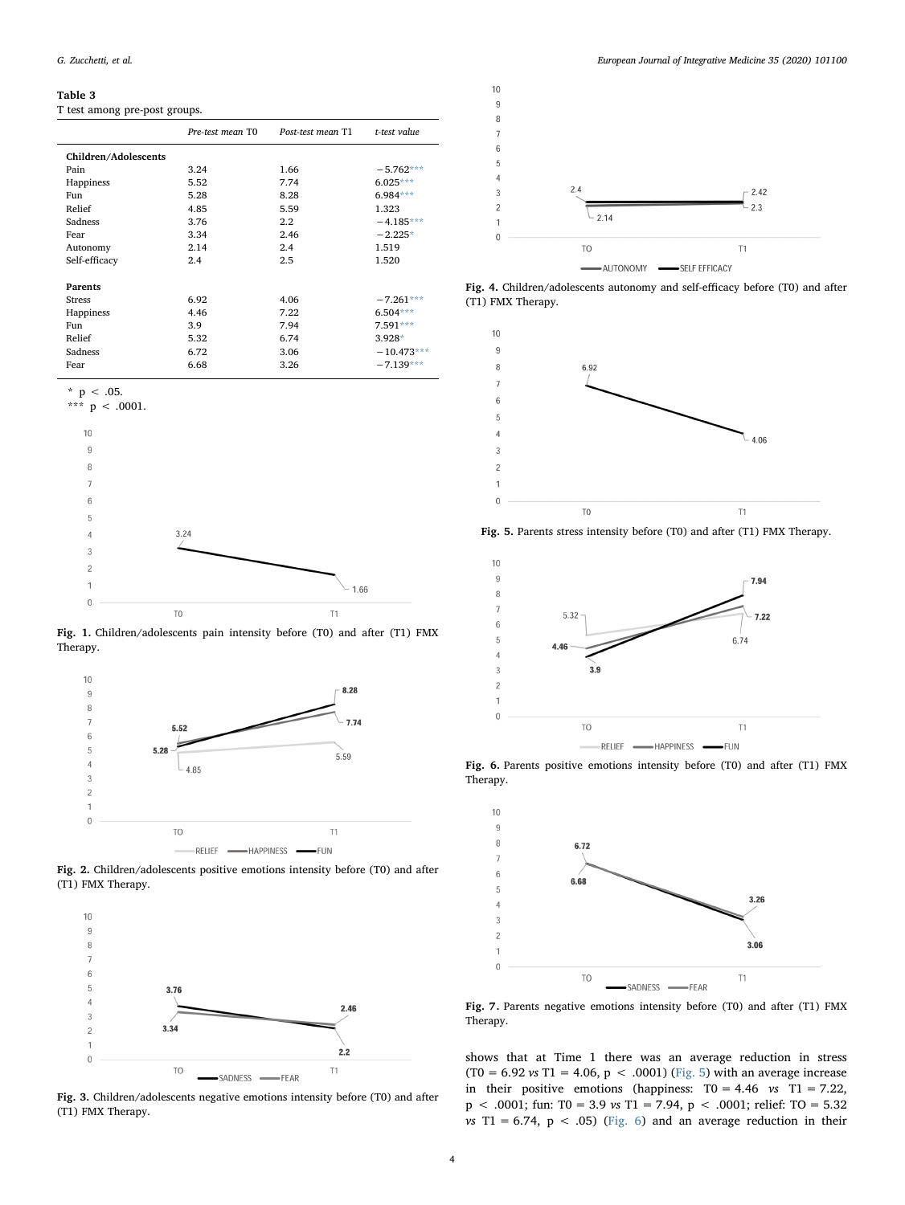**Table 3**

T test among pre-post groups.

| | *Pre-test mean T0* | *Post-test mean T1* | *t-test value* |
|---|---|---|---|
| **Children/Adolescents** | | | |
| Pain | 3.24 | 1.66 | −5.762*** |
| Happiness | 5.52 | 7.74 | 6.025*** |
| Fun | 5.28 | 8.28 | 6.984*** |
| Relief | 4.85 | 5.59 | 1.323 |
| Sadness | 3.76 | 2.2 | −4.185*** |
| Fear | 3.34 | 2.46 | −2.225* |
| Autonomy | 2.14 | 2.4 | 1.519 |
| Self-efficacy | 2.4 | 2.5 | 1.520 |
| **Parents** | | | |
| Stress | 6.92 | 4.06 | −7.261*** |
| Happiness | 4.46 | 7.22 | 6.504*** |
| Fun | 3.9 | 7.94 | 7.591*** |
| Relief | 5.32 | 6.74 | 3.928* |
| Sadness | 6.72 | 3.06 | −10.473*** |
| Fear | 6.68 | 3.26 | −7.139*** |

\* p < .05.
\*** p < .0001.

**Fig. 1.** Children/adolescents pain intensity before (T0) and after (T1) FMX Therapy.

**Fig. 2.** Children/adolescents positive emotions intensity before (T0) and after (T1) FMX Therapy.

**Fig. 3.** Children/adolescents negative emotions intensity before (T0) and after (T1) FMX Therapy.

**Fig. 4.** Children/adolescents autonomy and self-efficacy before (T0) and after (T1) FMX Therapy.

**Fig. 5.** Parents stress intensity before (T0) and after (T1) FMX Therapy.

**Fig. 6.** Parents positive emotions intensity before (T0) and after (T1) FMX Therapy.

**Fig. 7.** Parents negative emotions intensity before (T0) and after (T1) FMX Therapy.

shows that at Time 1 there was an average reduction in stress (T0 = 6.92 *vs* T1 = 4.06, $p < .0001$) (Fig. 5) with an average increase in their positive emotions (happiness: T0 = 4.46 *vs* T1 = 7.22, $p < .0001$; fun: T0 = 3.9 *vs* T1 = 7.94, $p < .0001$; relief: TO = 5.32 *vs* T1 = 6.74, $p < .05$) (Fig. 6) and an average reduction in their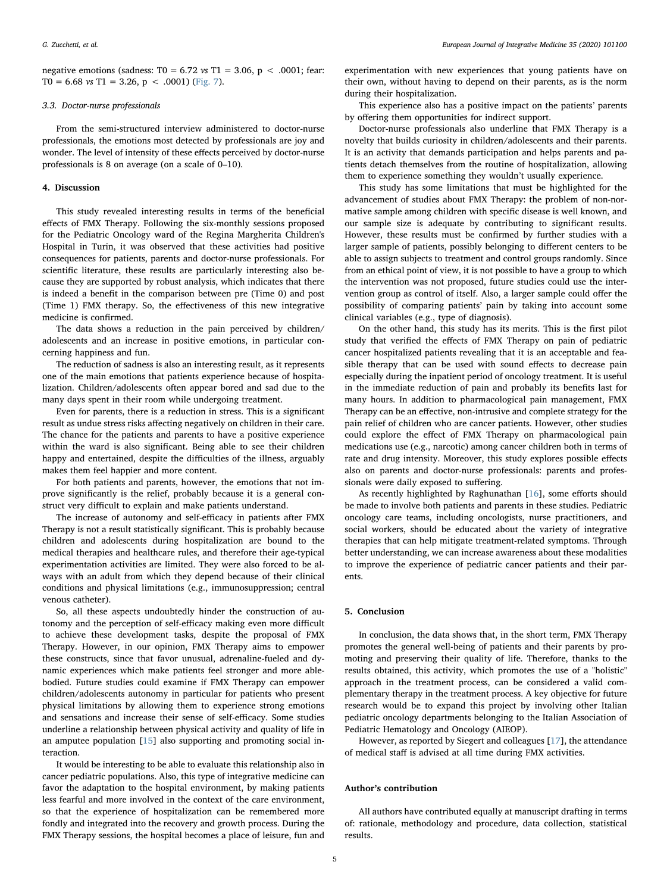negative emotions (sadness: T0 = 6.72 *vs* T1 = 3.06, $p < .0001$; fear: T0 = 6.68 *vs* T1 = 3.26, $p < .0001$) (Fig. 7).

### 3.3. Doctor-nurse professionals

From the semi-structured interview administered to doctor-nurse professionals, the emotions most detected by professionals are joy and wonder. The level of intensity of these effects perceived by doctor-nurse professionals is 8 on average (on a scale of 0–10).

## 4. Discussion

This study revealed interesting results in terms of the beneficial effects of FMX Therapy. Following the six-monthly sessions proposed for the Pediatric Oncology ward of the Regina Margherita Children's Hospital in Turin, it was observed that these activities had positive consequences for patients, parents and doctor-nurse professionals. For scientific literature, these results are particularly interesting also because they are supported by robust analysis, which indicates that there is indeed a benefit in the comparison between pre (Time 0) and post (Time 1) FMX therapy. So, the effectiveness of this new integrative medicine is confirmed.

The data shows a reduction in the pain perceived by children/adolescents and an increase in positive emotions, in particular concerning happiness and fun.

The reduction of sadness is also an interesting result, as it represents one of the main emotions that patients experience because of hospitalization. Children/adolescents often appear bored and sad due to the many days spent in their room while undergoing treatment.

Even for parents, there is a reduction in stress. This is a significant result as undue stress risks affecting negatively on children in their care. The chance for the patients and parents to have a positive experience within the ward is also significant. Being able to see their children happy and entertained, despite the difficulties of the illness, arguably makes them feel happier and more content.

For both patients and parents, however, the emotions that not improve significantly is the relief, probably because it is a general construct very difficult to explain and make patients understand.

The increase of autonomy and self-efficacy in patients after FMX Therapy is not a result statistically significant. This is probably because children and adolescents during hospitalization are bound to the medical therapies and healthcare rules, and therefore their age-typical experimentation activities are limited. They were also forced to be always with an adult from which they depend because of their clinical conditions and physical limitations (e.g., immunosuppression; central venous catheter).

So, all these aspects undoubtedly hinder the construction of autonomy and the perception of self-efficacy making even more difficult to achieve these development tasks, despite the proposal of FMX Therapy. However, in our opinion, FMX Therapy aims to empower these constructs, since that favor unusual, adrenaline-fueled and dynamic experiences which make patients feel stronger and more able-bodied. Future studies could examine if FMX Therapy can empower children/adolescents autonomy in particular for patients who present physical limitations by allowing them to experience strong emotions and sensations and increase their sense of self-efficacy. Some studies underline a relationship between physical activity and quality of life in an amputee population [15] also supporting and promoting social interaction.

It would be interesting to be able to evaluate this relationship also in cancer pediatric populations. Also, this type of integrative medicine can favor the adaptation to the hospital environment, by making patients less fearful and more involved in the context of the care environment, so that the experience of hospitalization can be remembered more fondly and integrated into the recovery and growth process. During the FMX Therapy sessions, the hospital becomes a place of leisure, fun and experimentation with new experiences that young patients have on their own, without having to depend on their parents, as is the norm during their hospitalization.

This experience also has a positive impact on the patients' parents by offering them opportunities for indirect support.

Doctor-nurse professionals also underline that FMX Therapy is a novelty that builds curiosity in children/adolescents and their parents. It is an activity that demands participation and helps parents and patients detach themselves from the routine of hospitalization, allowing them to experience something they wouldn't usually experience.

This study has some limitations that must be highlighted for the advancement of studies about FMX Therapy: the problem of non-normative sample among children with specific disease is well known, and our sample size is adequate by contributing to significant results. However, these results must be confirmed by further studies with a larger sample of patients, possibly belonging to different centers to be able to assign subjects to treatment and control groups randomly. Since from an ethical point of view, it is not possible to have a group to which the intervention was not proposed, future studies could use the intervention group as control of itself. Also, a larger sample could offer the possibility of comparing patients' pain by taking into account some clinical variables (e.g., type of diagnosis).

On the other hand, this study has its merits. This is the first pilot study that verified the effects of FMX Therapy on pain of pediatric cancer hospitalized patients revealing that it is an acceptable and feasible therapy that can be used with sound effects to decrease pain especially during the inpatient period of oncology treatment. It is useful in the immediate reduction of pain and probably its benefits last for many hours. In addition to pharmacological pain management, FMX Therapy can be an effective, non-intrusive and complete strategy for the pain relief of children who are cancer patients. However, other studies could explore the effect of FMX Therapy on pharmacological pain medications use (e.g., narcotic) among cancer children both in terms of rate and drug intensity. Moreover, this study explores possible effects also on parents and doctor-nurse professionals: parents and professionals were daily exposed to suffering.

As recently highlighted by Raghunathan [16], some efforts should be made to involve both patients and parents in these studies. Pediatric oncology care teams, including oncologists, nurse practitioners, and social workers, should be educated about the variety of integrative therapies that can help mitigate treatment-related symptoms. Through better understanding, we can increase awareness about these modalities to improve the experience of pediatric cancer patients and their parents.

## 5. Conclusion

In conclusion, the data shows that, in the short term, FMX Therapy promotes the general well-being of patients and their parents by promoting and preserving their quality of life. Therefore, thanks to the results obtained, this activity, which promotes the use of a "holistic" approach in the treatment process, can be considered a valid complementary therapy in the treatment process. A key objective for future research would be to expand this project by involving other Italian pediatric oncology departments belonging to the Italian Association of Pediatric Hematology and Oncology (AIEOP).

However, as reported by Siegert and colleagues [17], the attendance of medical staff is advised at all time during FMX activities.

## Author's contribution

All authors have contributed equally at manuscript drafting in terms of: rationale, methodology and procedure, data collection, statistical results.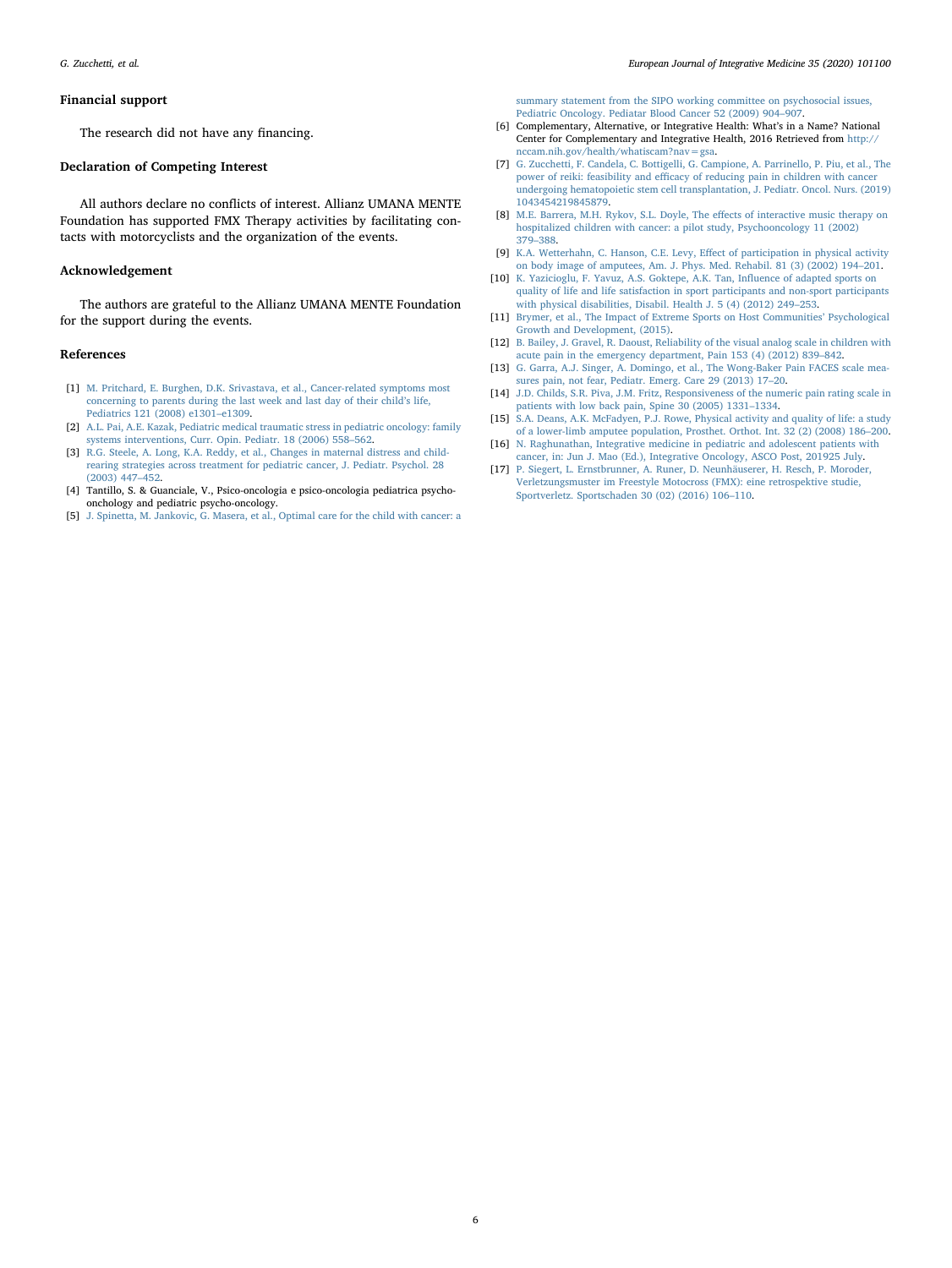## Financial support

The research did not have any financing.

## Declaration of Competing Interest

All authors declare no conflicts of interest. Allianz UMANA MENTE Foundation has supported FMX Therapy activities by facilitating contacts with motorcyclists and the organization of the events.

## Acknowledgement

The authors are grateful to the Allianz UMANA MENTE Foundation for the support during the events.

## References

[1] M. Pritchard, E. Burghen, D.K. Srivastava, et al., Cancer-related symptoms most concerning to parents during the last week and last day of their child's life, Pediatrics 121 (2008) e1301–e1309.

[2] A.L. Pai, A.E. Kazak, Pediatric medical traumatic stress in pediatric oncology: family systems interventions, Curr. Opin. Pediatr. 18 (2006) 558–562.

[3] R.G. Steele, A. Long, K.A. Reddy, et al., Changes in maternal distress and child-rearing strategies across treatment for pediatric cancer, J. Pediatr. Psychol. 28 (2003) 447–452.

[4] Tantillo, S. & Guanciale, V., Psico-oncologia e psico-oncologia pediatrica psycho-onchology and pediatric psycho-oncology.

[5] J. Spinetta, M. Jankovic, G. Masera, et al., Optimal care for the child with cancer: a summary statement from the SIPO working committee on psychosocial issues, Pediatric Oncology. Pediatar Blood Cancer 52 (2009) 904–907.

[6] Complementary, Alternative, or Integrative Health: What's in a Name? National Center for Complementary and Integrative Health, 2016 Retrieved from http://nccam.nih.gov/health/whatiscam?nav=gsa.

[7] G. Zucchetti, F. Candela, C. Bottigelli, G. Campione, A. Parrinello, P. Piu, et al., The power of reiki: feasibility and efficacy of reducing pain in children with cancer undergoing hematopoietic stem cell transplantation, J. Pediatr. Oncol. Nurs. (2019) 1043454219845879.

[8] M.E. Barrera, M.H. Rykov, S.L. Doyle, The effects of interactive music therapy on hospitalized children with cancer: a pilot study, Psychooncology 11 (2002) 379–388.

[9] K.A. Wetterhahn, C. Hanson, C.E. Levy, Effect of participation in physical activity on body image of amputees, Am. J. Phys. Med. Rehabil. 81 (3) (2002) 194–201.

[10] K. Yazicioglu, F. Yavuz, A.S. Goktepe, A.K. Tan, Influence of adapted sports on quality of life and life satisfaction in sport participants and non-sport participants with physical disabilities, Disabil. Health J. 5 (4) (2012) 249–253.

[11] Brymer, et al., The Impact of Extreme Sports on Host Communities' Psychological Growth and Development, (2015).

[12] B. Bailey, J. Gravel, R. Daoust, Reliability of the visual analog scale in children with acute pain in the emergency department, Pain 153 (4) (2012) 839–842.

[13] G. Garra, A.J. Singer, A. Domingo, et al., The Wong-Baker Pain FACES scale measures pain, not fear, Pediatr. Emerg. Care 29 (2013) 17–20.

[14] J.D. Childs, S.R. Piva, J.M. Fritz, Responsiveness of the numeric pain rating scale in patients with low back pain, Spine 30 (2005) 1331–1334.

[15] S.A. Deans, A.K. McFadyen, P.J. Rowe, Physical activity and quality of life: a study of a lower-limb amputee population, Prosthet. Orthot. Int. 32 (2) (2008) 186–200.

[16] N. Raghunathan, Integrative medicine in pediatric and adolescent patients with cancer, in: Jun J. Mao (Ed.), Integrative Oncology, ASCO Post, 201925 July.

[17] P. Siegert, L. Ernstbrunner, A. Runer, D. Neunhäuserer, H. Resch, P. Moroder, Verletzungsmuster im Freestyle Motocross (FMX): eine retrospektive studie, Sportverletz. Sportschaden 30 (02) (2016) 106–110.